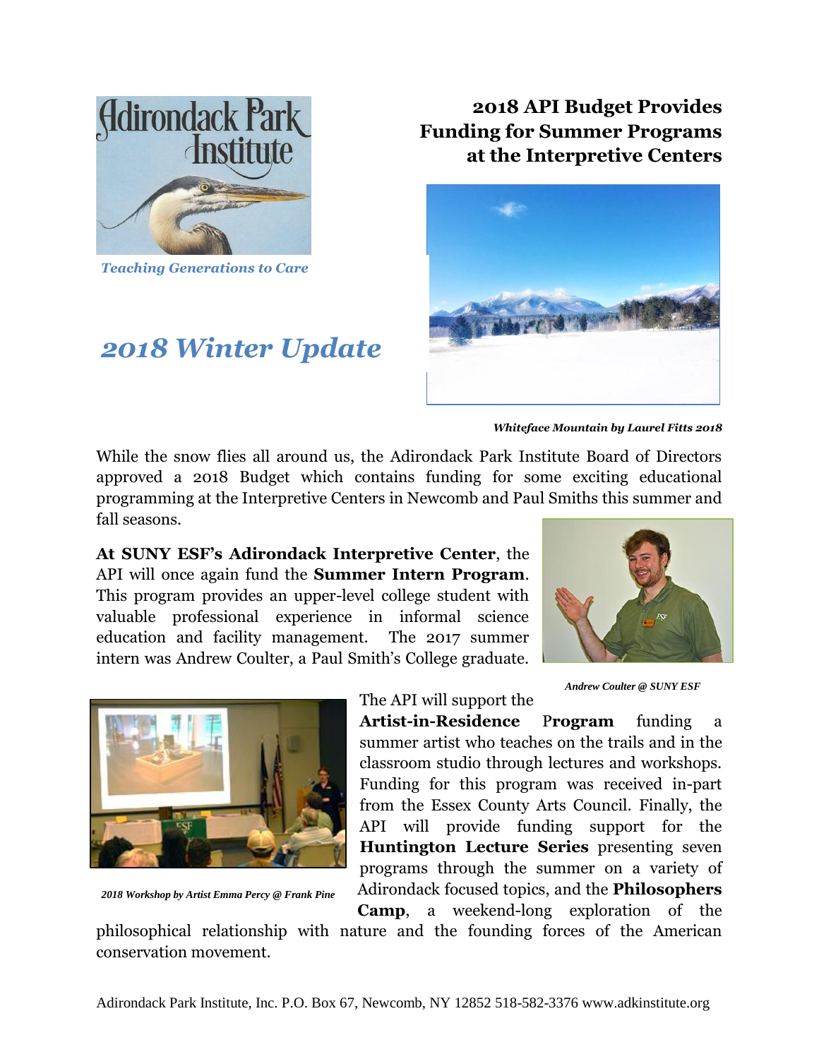Teaching Generations to Care

# 2018 API Budget Provides Funding for Summer Programs at the Interpretive Centers

## *2018 Winter Update*

***Whiteface Mountain by Laurel Fitts 2018***

While the snow flies all around us, the Adirondack Park Institute Board of Directors approved a 2018 Budget which contains funding for some exciting educational programming at the Interpretive Centers in Newcomb and Paul Smiths this summer and fall seasons.

**At SUNY ESF's Adirondack Interpretive Center**, the API will once again fund the **Summer Intern Program**. This program provides an upper-level college student with valuable professional experience in informal science education and facility management. The 2017 summer intern was Andrew Coulter, a Paul Smith's College graduate.

***Andrew Coulter @ SUNY ESF***

The API will support the **Artist-in-Residence Program** funding a summer artist who teaches on the trails and in the classroom studio through lectures and workshops. Funding for this program was received in-part from the Essex County Arts Council. Finally, the API will provide funding support for the **Huntington Lecture Series** presenting seven programs through the summer on a variety of Adirondack focused topics, and the **Philosophers Camp**, a weekend-long exploration of the philosophical relationship with nature and the founding forces of the American conservation movement.

***2018 Workshop by Artist Emma Percy @ Frank Pine***

Adirondack Park Institute, Inc. P.O. Box 67, Newcomb, NY 12852 518-582-3376 www.adkinstitute.org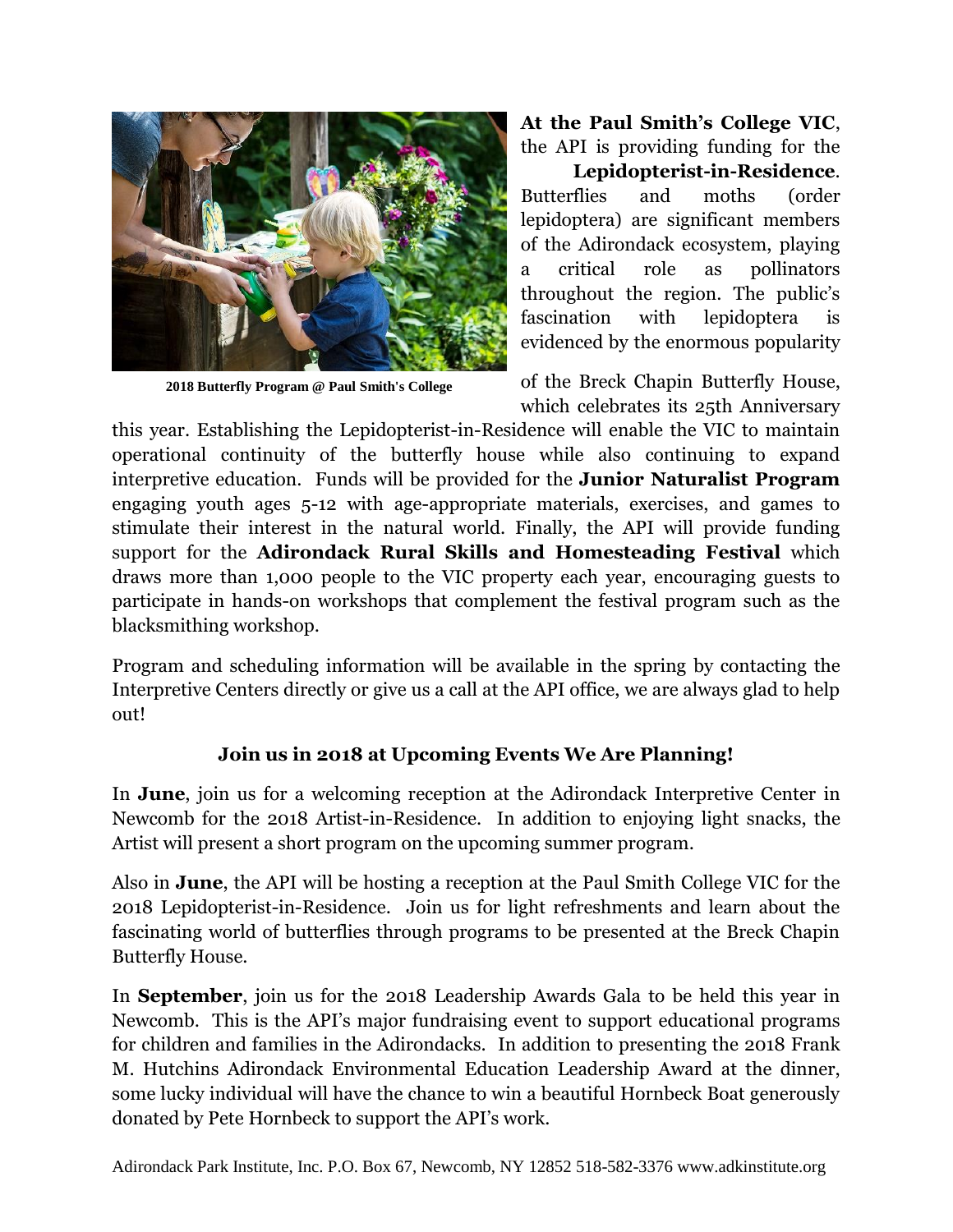2018 Butterfly Program @ Paul Smith's College

**At the Paul Smith's College VIC**, the API is providing funding for the **Lepidopterist-in-Residence**. Butterflies and moths (order lepidoptera) are significant members of the Adirondack ecosystem, playing a critical role as pollinators throughout the region. The public's fascination with lepidoptera is evidenced by the enormous popularity of the Breck Chapin Butterfly House, which celebrates its 25th Anniversary this year. Establishing the Lepidopterist-in-Residence will enable the VIC to maintain operational continuity of the butterfly house while also continuing to expand interpretive education. Funds will be provided for the **Junior Naturalist Program** engaging youth ages 5-12 with age-appropriate materials, exercises, and games to stimulate their interest in the natural world. Finally, the API will provide funding support for the **Adirondack Rural Skills and Homesteading Festival** which draws more than 1,000 people to the VIC property each year, encouraging guests to participate in hands-on workshops that complement the festival program such as the blacksmithing workshop.

Program and scheduling information will be available in the spring by contacting the Interpretive Centers directly or give us a call at the API office, we are always glad to help out!

**Join us in 2018 at Upcoming Events We Are Planning!**

In **June**, join us for a welcoming reception at the Adirondack Interpretive Center in Newcomb for the 2018 Artist-in-Residence. In addition to enjoying light snacks, the Artist will present a short program on the upcoming summer program.

Also in **June**, the API will be hosting a reception at the Paul Smith College VIC for the 2018 Lepidopterist-in-Residence. Join us for light refreshments and learn about the fascinating world of butterflies through programs to be presented at the Breck Chapin Butterfly House.

In **September**, join us for the 2018 Leadership Awards Gala to be held this year in Newcomb. This is the API's major fundraising event to support educational programs for children and families in the Adirondacks. In addition to presenting the 2018 Frank M. Hutchins Adirondack Environmental Education Leadership Award at the dinner, some lucky individual will have the chance to win a beautiful Hornbeck Boat generously donated by Pete Hornbeck to support the API's work.

Adirondack Park Institute, Inc. P.O. Box 67, Newcomb, NY 12852 518-582-3376 www.adkinstitute.org